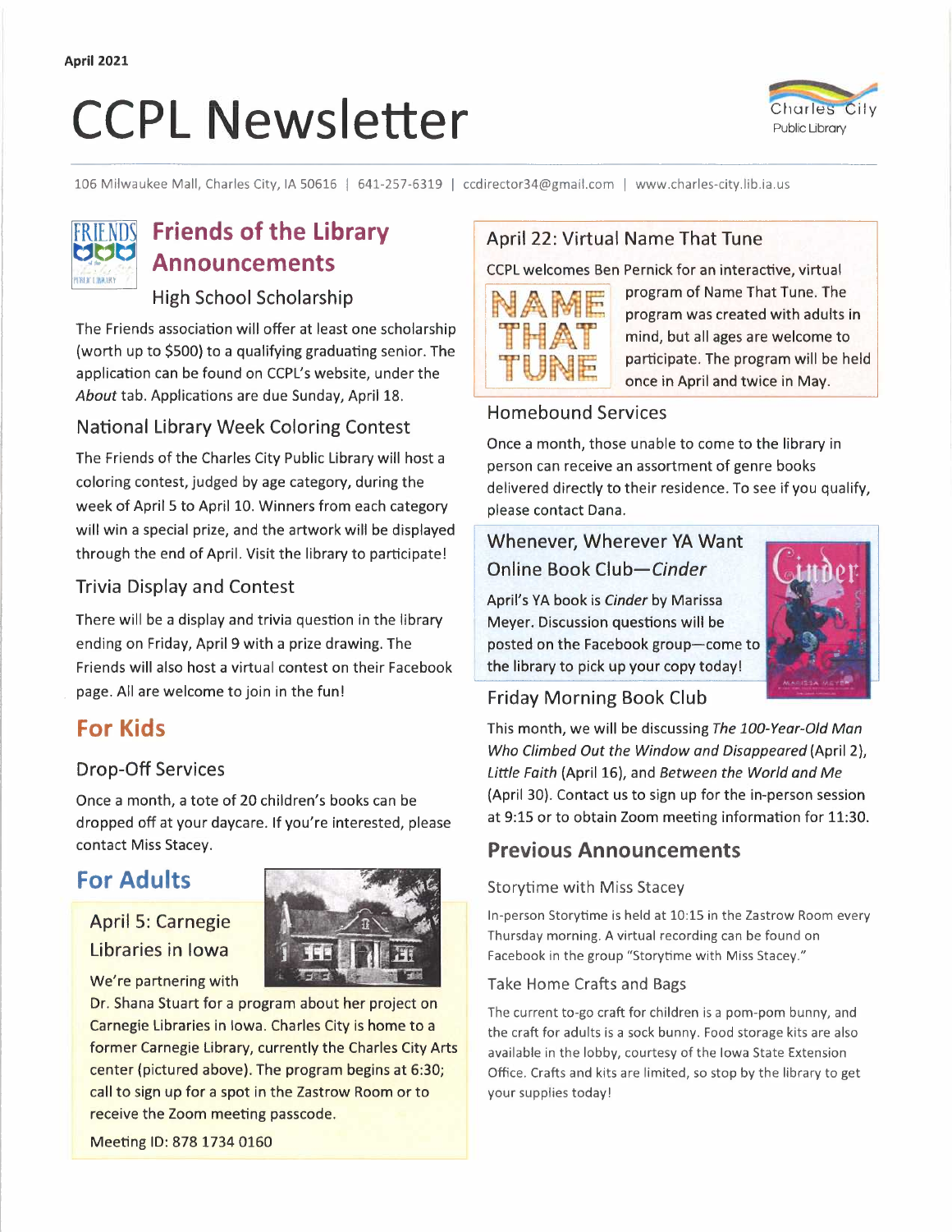April 2021

# CCPL Newsletter

Charles City Public Library

106 Milwaukee Mall, Charles City, IA 50616 | 641-257-6319 | ccdirector34@gmail.com | www.charles-city.lib.ia.us

## Friends of the Library Announcements

### High School Scholarship

The Friends association will offer at least one scholarship (worth up to $500) to a qualifying graduating senior. The application can be found on CCPL's website, under the *About* tab. Applications are due Sunday, April 18.

### National Library Week Coloring Contest

The Friends of the Charles City Public Library will host a coloring contest, judged by age category, during the week of April 5 to April 10. Winners from each category will win a special prize, and the artwork will be displayed through the end of April. Visit the library to participate!

### Trivia Display and Contest

There will be a display and trivia question in the library ending on Friday, April 9 with a prize drawing. The Friends will also host a virtual contest on their Facebook page. All are welcome to join in the fun!

## For Kids

### Drop-Off Services

Once a month, a tote of 20 children's books can be dropped off at your daycare. If you're interested, please contact Miss Stacey.

## For Adults

### April 5: Carnegie Libraries in Iowa

We're partnering with Dr. Shana Stuart for a program about her project on Carnegie Libraries in Iowa. Charles City is home to a former Carnegie Library, currently the Charles City Arts center (pictured above). The program begins at 6:30; call to sign up for a spot in the Zastrow Room or to receive the Zoom meeting passcode.

Meeting ID: 878 1734 0160

### April 22: Virtual Name That Tune

CCPL welcomes Ben Pernick for an interactive, virtual program of Name That Tune. The program was created with adults in mind, but all ages are welcome to participate. The program will be held once in April and twice in May.

### Homebound Services

Once a month, those unable to come to the library in person can receive an assortment of genre books delivered directly to their residence. To see if you qualify, please contact Dana.

### Whenever, Wherever YA Want Online Book Club—*Cinder*

April's YA book is *Cinder* by Marissa Meyer. Discussion questions will be posted on the Facebook group—come to the library to pick up your copy today!

### Friday Morning Book Club

This month, we will be discussing *The 100-Year-Old Man Who Climbed Out the Window and Disappeared* (April 2), *Little Faith* (April 16), and *Between the World and Me* (April 30). Contact us to sign up for the in-person session at 9:15 or to obtain Zoom meeting information for 11:30.

## Previous Announcements

### Storytime with Miss Stacey

In-person Storytime is held at 10:15 in the Zastrow Room every Thursday morning. A virtual recording can be found on Facebook in the group "Storytime with Miss Stacey."

### Take Home Crafts and Bags

The current to-go craft for children is a pom-pom bunny, and the craft for adults is a sock bunny. Food storage kits are also available in the lobby, courtesy of the Iowa State Extension Office. Crafts and kits are limited, so stop by the library to get your supplies today!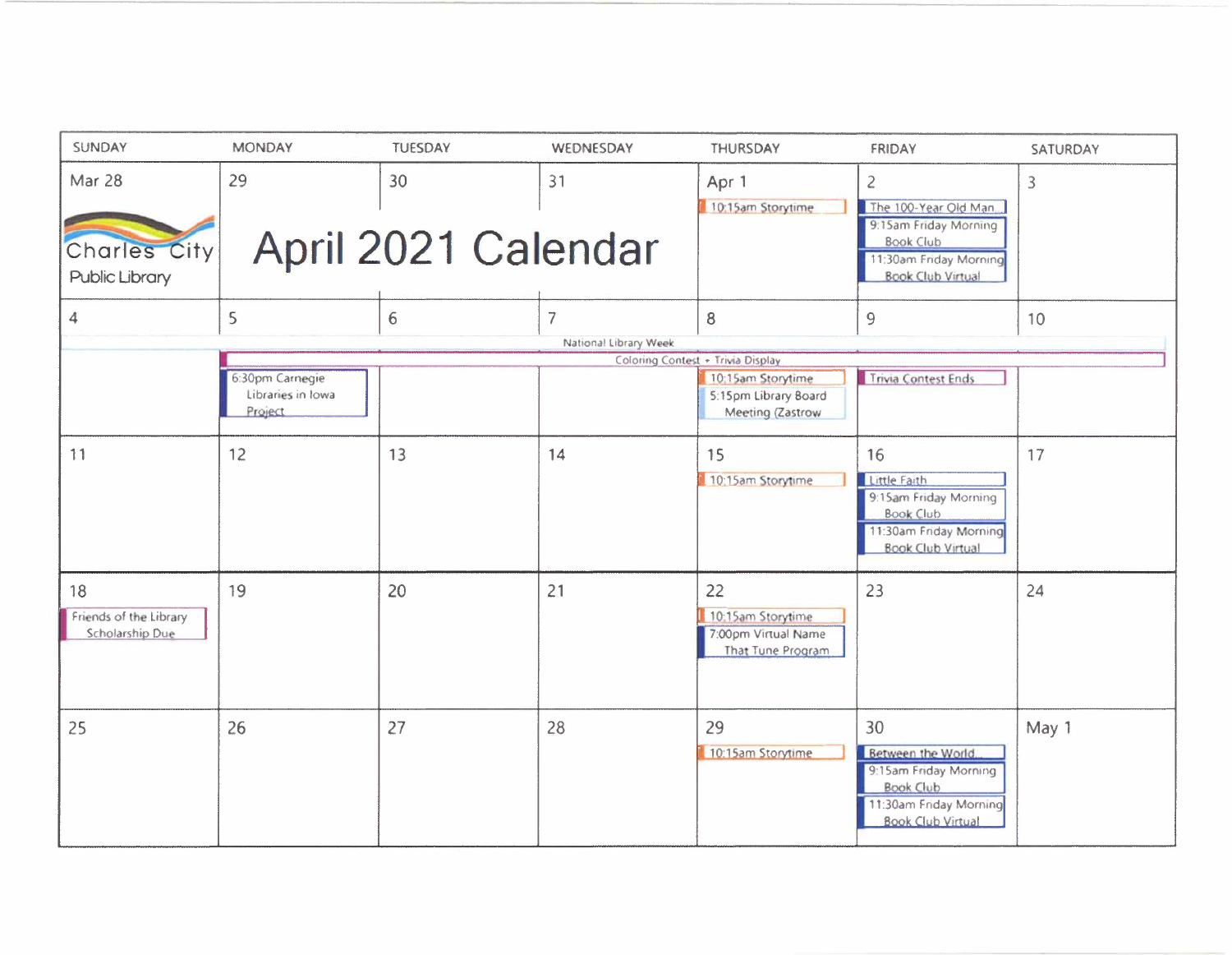Charles City Public Library

# April 2021 Calendar

| SUNDAY | MONDAY | TUESDAY | WEDNESDAY | THURSDAY | FRIDAY | SATURDAY |
|---|---|---|---|---|---|---|
| Mar 28 | 29 | 30 | 31 | Apr 1<br>10:15am Storytime | 2<br>The 100-Year Old Man<br>9:15am Friday Morning Book Club<br>11:30am Friday Morning Book Club Virtual | 3 |
| 4 | 5<br>6:30pm Carnegie Libraries in Iowa Project | 6 | 7 | 8<br>10:15am Storytime<br>5:15pm Library Board Meeting (Zastrow | 9<br>Trivia Contest Ends | 10 |
| 11 | 12 | 13 | 14 | 15<br>10:15am Storytime | 16<br>Little Faith<br>9:15am Friday Morning Book Club<br>11:30am Friday Morning Book Club Virtual | 17 |
| 18<br>Friends of the Library Scholarship Due | 19 | 20 | 21 | 22<br>10:15am Storytime<br>7:00pm Virtual Name That Tune Program | 23 | 24 |
| 25 | 26 | 27 | 28 | 29<br>10:15am Storytime | 30<br>Between the World...<br>9:15am Friday Morning Book Club<br>11:30am Friday Morning Book Club Virtual | May 1 |

Week of April 4–10: National Library Week (April 4–10); Coloring Contest + Trivia Display (April 5–10)